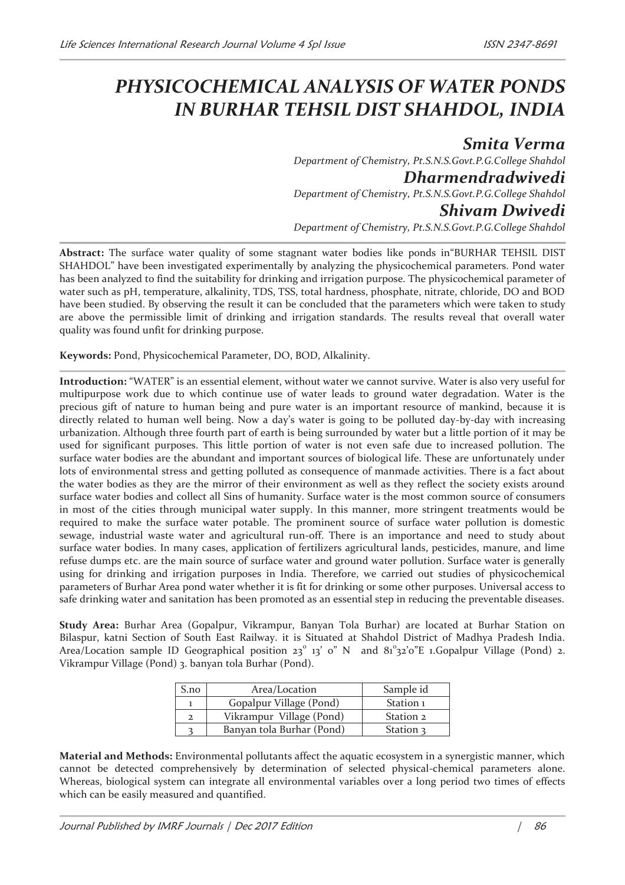// PHYSICOCHEMICAL ANALYSIS OF WATER PONDS IN BURHAR TEHSIL DIST SHAHDOL, INDIA

**Smita Verma**

*Department of Chemistry, Pt.S.N.S.Govt.P.G.College Shahdol*

**Dharmendradwivedi**

*Department of Chemistry, Pt.S.N.S.Govt.P.G.College Shahdol*

**Shivam Dwivedi**

*Department of Chemistry, Pt.S.N.S.Govt.P.G.College Shahdol*

**Abstract:** The surface water quality of some stagnant water bodies like ponds in"BURHAR TEHSIL DIST SHAHDOL" have been investigated experimentally by analyzing the physicochemical parameters. Pond water has been analyzed to find the suitability for drinking and irrigation purpose. The physicochemical parameter of water such as pH, temperature, alkalinity, TDS, TSS, total hardness, phosphate, nitrate, chloride, DO and BOD have been studied. By observing the result it can be concluded that the parameters which were taken to study are above the permissible limit of drinking and irrigation standards. The results reveal that overall water quality was found unfit for drinking purpose.

**Keywords:** Pond, Physicochemical Parameter, DO, BOD, Alkalinity.

**Introduction:** "WATER" is an essential element, without water we cannot survive. Water is also very useful for multipurpose work due to which continue use of water leads to ground water degradation. Water is the precious gift of nature to human being and pure water is an important resource of mankind, because it is directly related to human well being. Now a day's water is going to be polluted day-by-day with increasing urbanization. Although three fourth part of earth is being surrounded by water but a little portion of it may be used for significant purposes. This little portion of water is not even safe due to increased pollution. The surface water bodies are the abundant and important sources of biological life. These are unfortunately under lots of environmental stress and getting polluted as consequence of manmade activities. There is a fact about the water bodies as they are the mirror of their environment as well as they reflect the society exists around surface water bodies and collect all Sins of humanity. Surface water is the most common source of consumers in most of the cities through municipal water supply. In this manner, more stringent treatments would be required to make the surface water potable. The prominent source of surface water pollution is domestic sewage, industrial waste water and agricultural run-off. There is an importance and need to study about surface water bodies. In many cases, application of fertilizers agricultural lands, pesticides, manure, and lime refuse dumps etc. are the main source of surface water and ground water pollution. Surface water is generally using for drinking and irrigation purposes in India. Therefore, we carried out studies of physicochemical parameters of Burhar Area pond water whether it is fit for drinking or some other purposes. Universal access to safe drinking water and sanitation has been promoted as an essential step in reducing the preventable diseases.

**Study Area:** Burhar Area (Gopalpur, Vikrampur, Banyan Tola Burhar) are located at Burhar Station on Bilaspur, katni Section of South East Railway. it is Situated at Shahdol District of Madhya Pradesh India. Area/Location sample ID Geographical position 23° 13' 0" N and 81°32'0"E 1.Gopalpur Village (Pond) 2. Vikrampur Village (Pond) 3. banyan tola Burhar (Pond).

| S.no | Area/Location | Sample id |
|---|---|---|
| 1 | Gopalpur Village (Pond) | Station 1 |
| 2 | Vikrampur Village (Pond) | Station 2 |
| 3 | Banyan tola Burhar (Pond) | Station 3 |

**Material and Methods:** Environmental pollutants affect the aquatic ecosystem in a synergistic manner, which cannot be detected comprehensively by determination of selected physical-chemical parameters alone. Whereas, biological system can integrate all environmental variables over a long period two times of effects which can be easily measured and quantified.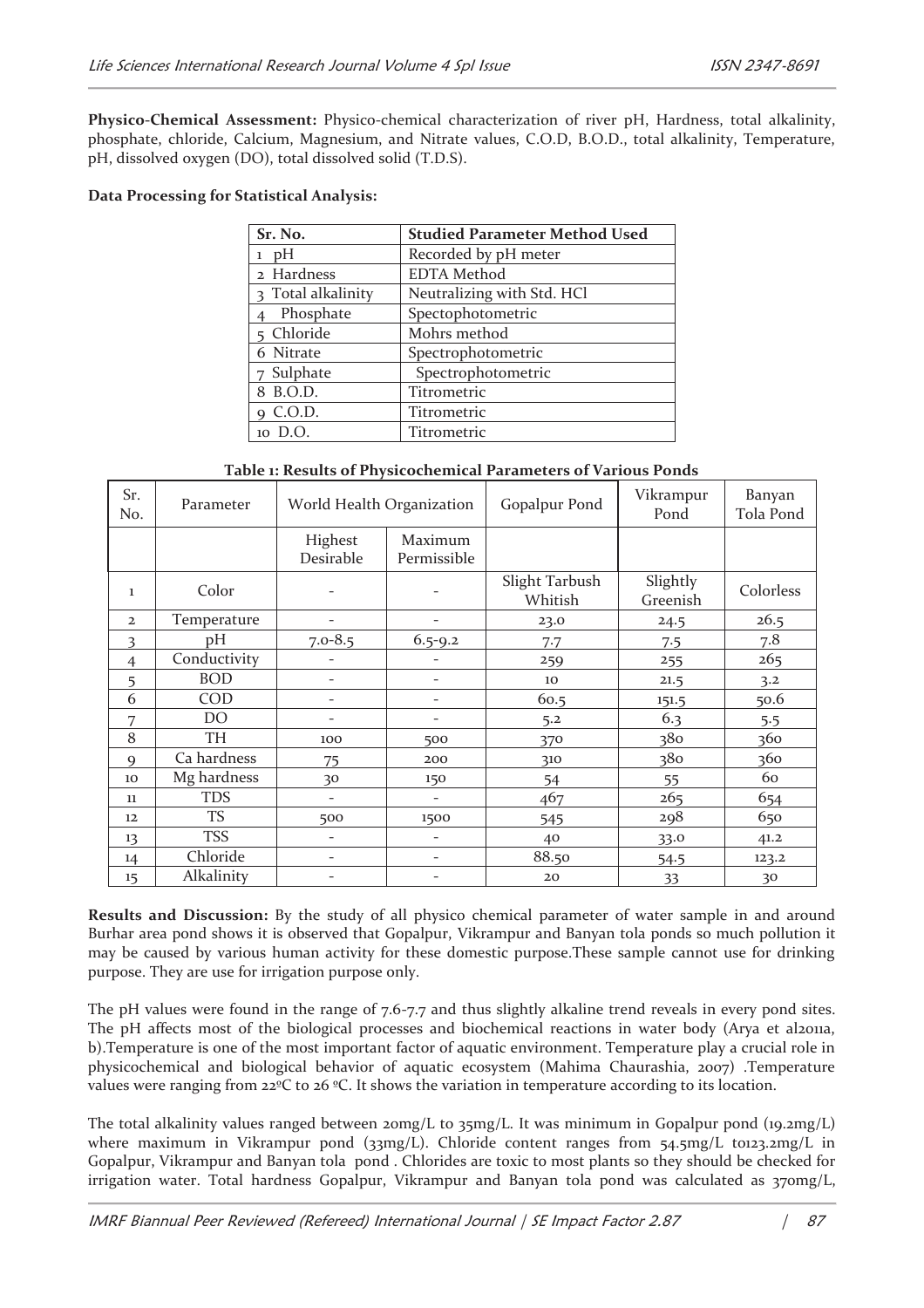**Physico-Chemical Assessment:** Physico-chemical characterization of river pH, Hardness, total alkalinity, phosphate, chloride, Calcium, Magnesium, and Nitrate values, C.O.D, B.O.D., total alkalinity, Temperature, pH, dissolved oxygen (DO), total dissolved solid (T.D.S).

**Data Processing for Statistical Analysis:**

| Sr. No. | Studied Parameter Method Used |
|---|---|
| 1 pH | Recorded by pH meter |
| 2 Hardness | EDTA Method |
| 3 Total alkalinity | Neutralizing with Std. HCl |
| 4 Phosphate | Spectophotometric |
| 5 Chloride | Mohrs method |
| 6 Nitrate | Spectrophotometric |
| 7 Sulphate | Spectrophotometric |
| 8 B.O.D. | Titrometric |
| 9 C.O.D. | Titrometric |
| 10 D.O. | Titrometric |

**Table 1: Results of Physicochemical Parameters of Various Ponds**

| Sr. No. | Parameter | World Health Organization | | Gopalpur Pond | Vikrampur Pond | Banyan Tola Pond |
|---|---|---|---|---|---|---|
| | | Highest Desirable | Maximum Permissible | | | |
| 1 | Color | - | - | Slight Tarbush Whitish | Slightly Greenish | Colorless |
| 2 | Temperature | - | - | 23.0 | 24.5 | 26.5 |
| 3 | pH | 7.0-8.5 | 6.5-9.2 | 7.7 | 7.5 | 7.8 |
| 4 | Conductivity | - | - | 259 | 255 | 265 |
| 5 | BOD | - | - | 10 | 21.5 | 3.2 |
| 6 | COD | - | - | 60.5 | 151.5 | 50.6 |
| 7 | DO | - | - | 5.2 | 6.3 | 5.5 |
| 8 | TH | 100 | 500 | 370 | 380 | 360 |
| 9 | Ca hardness | 75 | 200 | 310 | 380 | 360 |
| 10 | Mg hardness | 30 | 150 | 54 | 55 | 60 |
| 11 | TDS | - | - | 467 | 265 | 654 |
| 12 | TS | 500 | 1500 | 545 | 298 | 650 |
| 13 | TSS | - | - | 40 | 33.0 | 41.2 |
| 14 | Chloride | - | - | 88.50 | 54.5 | 123.2 |
| 15 | Alkalinity | - | - | 20 | 33 | 30 |

**Results and Discussion:** By the study of all physico chemical parameter of water sample in and around Burhar area pond shows it is observed that Gopalpur, Vikrampur and Banyan tola ponds so much pollution it may be caused by various human activity for these domestic purpose.These sample cannot use for drinking purpose. They are use for irrigation purpose only.

The pH values were found in the range of 7.6-7.7 and thus slightly alkaline trend reveals in every pond sites. The pH affects most of the biological processes and biochemical reactions in water body (Arya et al2011a, b).Temperature is one of the most important factor of aquatic environment. Temperature play a crucial role in physicochemical and biological behavior of aquatic ecosystem (Mahima Chaurashia, 2007) .Temperature values were ranging from 22ºC to 26 ºC. It shows the variation in temperature according to its location.

The total alkalinity values ranged between 20mg/L to 35mg/L. It was minimum in Gopalpur pond (19.2mg/L) where maximum in Vikrampur pond (33mg/L). Chloride content ranges from 54.5mg/L to123.2mg/L in Gopalpur, Vikrampur and Banyan tola pond . Chlorides are toxic to most plants so they should be checked for irrigation water. Total hardness Gopalpur, Vikrampur and Banyan tola pond was calculated as 370mg/L,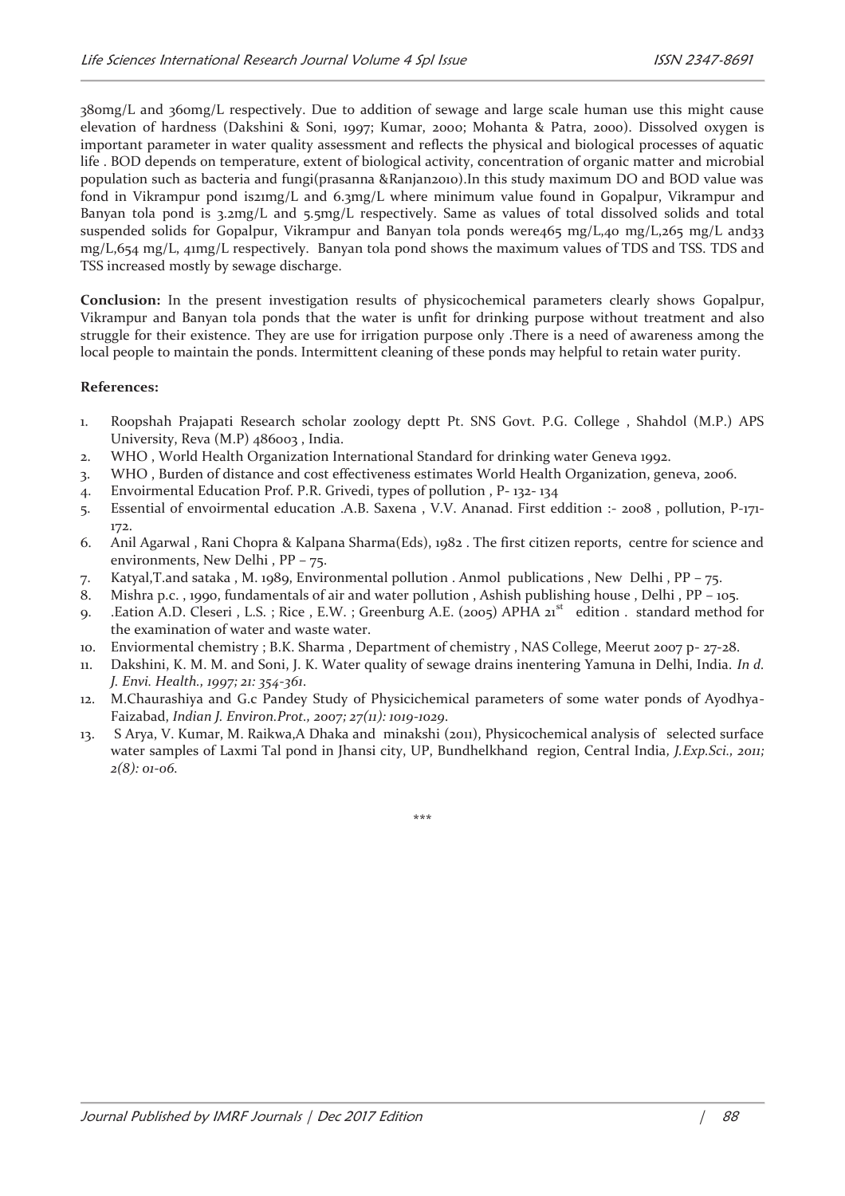380mg/L and 360mg/L respectively. Due to addition of sewage and large scale human use this might cause elevation of hardness (Dakshini & Soni, 1997; Kumar, 2000; Mohanta & Patra, 2000). Dissolved oxygen is important parameter in water quality assessment and reflects the physical and biological processes of aquatic life . BOD depends on temperature, extent of biological activity, concentration of organic matter and microbial population such as bacteria and fungi(prasanna &Ranjan2010).In this study maximum DO and BOD value was fond in Vikrampur pond is21mg/L and 6.3mg/L where minimum value found in Gopalpur, Vikrampur and Banyan tola pond is 3.2mg/L and 5.5mg/L respectively. Same as values of total dissolved solids and total suspended solids for Gopalpur, Vikrampur and Banyan tola ponds were465 mg/L,40 mg/L,265 mg/L and33 mg/L,654 mg/L, 41mg/L respectively. Banyan tola pond shows the maximum values of TDS and TSS. TDS and TSS increased mostly by sewage discharge.

**Conclusion:** In the present investigation results of physicochemical parameters clearly shows Gopalpur, Vikrampur and Banyan tola ponds that the water is unfit for drinking purpose without treatment and also struggle for their existence. They are use for irrigation purpose only .There is a need of awareness among the local people to maintain the ponds. Intermittent cleaning of these ponds may helpful to retain water purity.

**References:**

1. Roopshah Prajapati Research scholar zoology deptt Pt. SNS Govt. P.G. College , Shahdol (M.P.) APS University, Reva (M.P) 486003 , India.
2. WHO , World Health Organization International Standard for drinking water Geneva 1992.
3. WHO , Burden of distance and cost effectiveness estimates World Health Organization, geneva, 2006.
4. Envoirmental Education Prof. P.R. Grivedi, types of pollution , P- 132- 134
5. Essential of envoirmental education .A.B. Saxena , V.V. Ananad. First eddition :- 2008 , pollution, P-171-172.
6. Anil Agarwal , Rani Chopra & Kalpana Sharma(Eds), 1982 . The first citizen reports, centre for science and environments, New Delhi , PP – 75.
7. Katyal,T.and sataka , M. 1989, Environmental pollution . Anmol publications , New Delhi , PP – 75.
8. Mishra p.c. , 1990, fundamentals of air and water pollution , Ashish publishing house , Delhi , PP – 105.
9. .Eation A.D. Cleseri , L.S. ; Rice , E.W. ; Greenburg A.E. (2005) APHA 21st edition . standard method for the examination of water and waste water.
10. Enviormental chemistry ; B.K. Sharma , Department of chemistry , NAS College, Meerut 2007 p- 27-28.
11. Dakshini, K. M. M. and Soni, J. K. Water quality of sewage drains inentering Yamuna in Delhi, India. *In d. J. Envi. Health., 1997; 21: 354-361.*
12. M.Chaurashiya and G.c Pandey Study of Physicichemical parameters of some water ponds of Ayodhya-Faizabad, *Indian J. Environ.Prot., 2007; 27(11): 1019-1029.*
13. S Arya, V. Kumar, M. Raikwa,A Dhaka and minakshi (2011), Physicochemical analysis of selected surface water samples of Laxmi Tal pond in Jhansi city, UP, Bundhelkhand region, Central India, *J.Exp.Sci., 2011; 2(8): 01-06.*

***